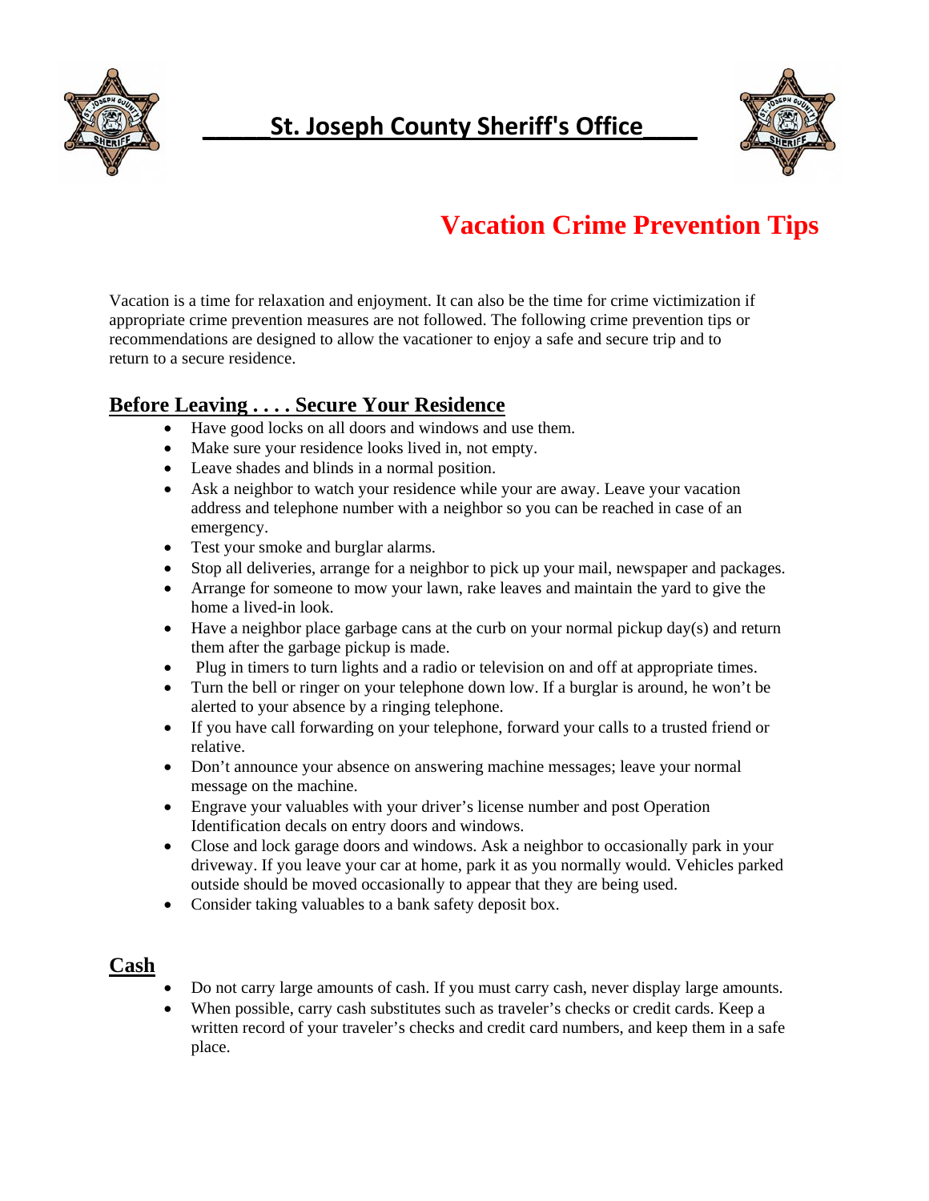# St. Joseph County Sheriff's Office

## Vacation Crime Prevention Tips

Vacation is a time for relaxation and enjoyment. It can also be the time for crime victimization if appropriate crime prevention measures are not followed. The following crime prevention tips or recommendations are designed to allow the vacationer to enjoy a safe and secure trip and to return to a secure residence.

### Before Leaving . . . . Secure Your Residence

- Have good locks on all doors and windows and use them.
- Make sure your residence looks lived in, not empty.
- Leave shades and blinds in a normal position.
- Ask a neighbor to watch your residence while your are away. Leave your vacation address and telephone number with a neighbor so you can be reached in case of an emergency.
- Test your smoke and burglar alarms.
- Stop all deliveries, arrange for a neighbor to pick up your mail, newspaper and packages.
- Arrange for someone to mow your lawn, rake leaves and maintain the yard to give the home a lived-in look.
- Have a neighbor place garbage cans at the curb on your normal pickup day(s) and return them after the garbage pickup is made.
- Plug in timers to turn lights and a radio or television on and off at appropriate times.
- Turn the bell or ringer on your telephone down low. If a burglar is around, he won't be alerted to your absence by a ringing telephone.
- If you have call forwarding on your telephone, forward your calls to a trusted friend or relative.
- Don't announce your absence on answering machine messages; leave your normal message on the machine.
- Engrave your valuables with your driver's license number and post Operation Identification decals on entry doors and windows.
- Close and lock garage doors and windows. Ask a neighbor to occasionally park in your driveway. If you leave your car at home, park it as you normally would. Vehicles parked outside should be moved occasionally to appear that they are being used.
- Consider taking valuables to a bank safety deposit box.

### Cash

- Do not carry large amounts of cash. If you must carry cash, never display large amounts.
- When possible, carry cash substitutes such as traveler's checks or credit cards. Keep a written record of your traveler's checks and credit card numbers, and keep them in a safe place.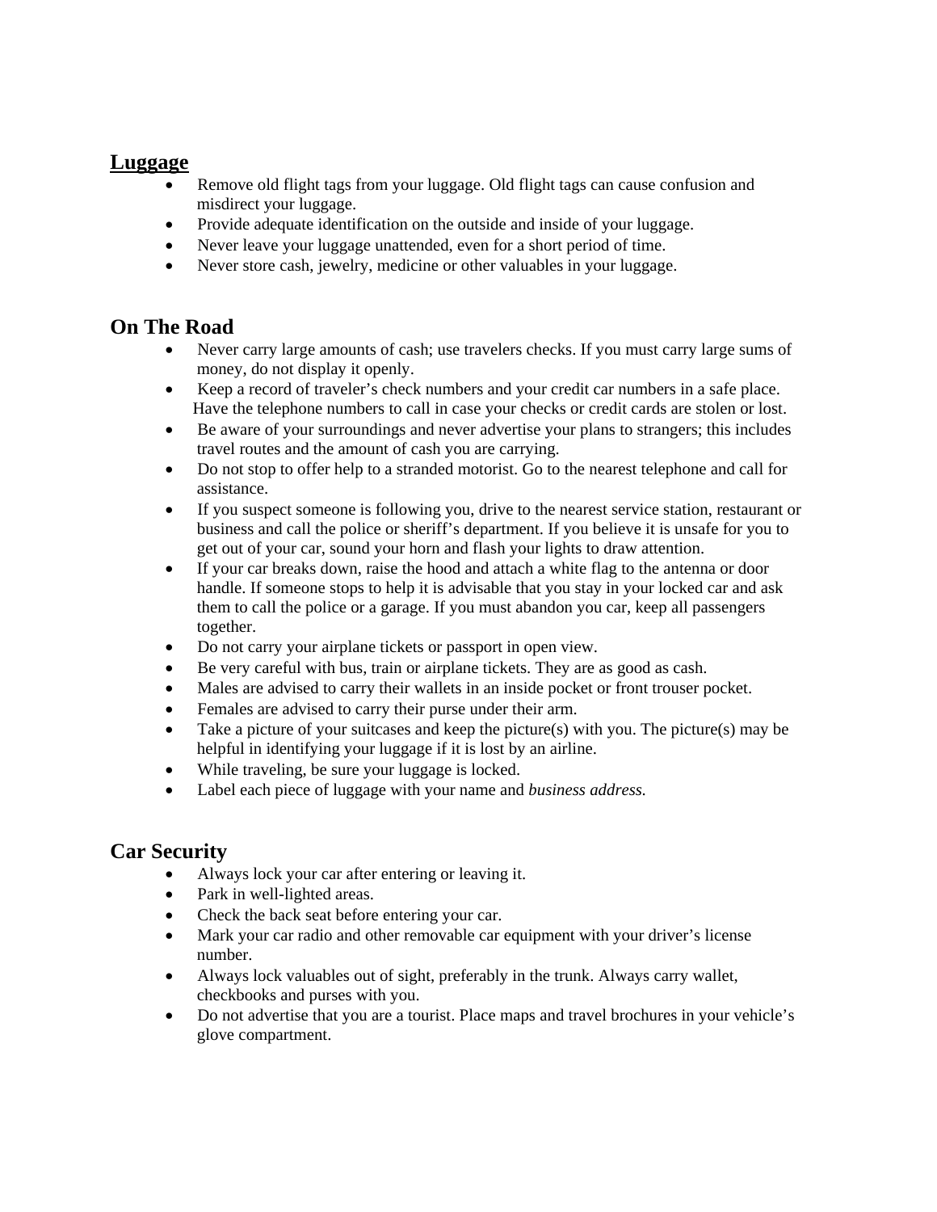## **Luggage**

- Remove old flight tags from your luggage. Old flight tags can cause confusion and misdirect your luggage.
- Provide adequate identification on the outside and inside of your luggage.
- Never leave your luggage unattended, even for a short period of time.
- Never store cash, jewelry, medicine or other valuables in your luggage.

## On The Road

- Never carry large amounts of cash; use travelers checks. If you must carry large sums of money, do not display it openly.
- Keep a record of traveler's check numbers and your credit car numbers in a safe place. Have the telephone numbers to call in case your checks or credit cards are stolen or lost.
- Be aware of your surroundings and never advertise your plans to strangers; this includes travel routes and the amount of cash you are carrying.
- Do not stop to offer help to a stranded motorist. Go to the nearest telephone and call for assistance.
- If you suspect someone is following you, drive to the nearest service station, restaurant or business and call the police or sheriff's department. If you believe it is unsafe for you to get out of your car, sound your horn and flash your lights to draw attention.
- If your car breaks down, raise the hood and attach a white flag to the antenna or door handle. If someone stops to help it is advisable that you stay in your locked car and ask them to call the police or a garage. If you must abandon you car, keep all passengers together.
- Do not carry your airplane tickets or passport in open view.
- Be very careful with bus, train or airplane tickets. They are as good as cash.
- Males are advised to carry their wallets in an inside pocket or front trouser pocket.
- Females are advised to carry their purse under their arm.
- Take a picture of your suitcases and keep the picture(s) with you. The picture(s) may be helpful in identifying your luggage if it is lost by an airline.
- While traveling, be sure your luggage is locked.
- Label each piece of luggage with your name and *business address.*

## Car Security

- Always lock your car after entering or leaving it.
- Park in well-lighted areas.
- Check the back seat before entering your car.
- Mark your car radio and other removable car equipment with your driver's license number.
- Always lock valuables out of sight, preferably in the trunk. Always carry wallet, checkbooks and purses with you.
- Do not advertise that you are a tourist. Place maps and travel brochures in your vehicle's glove compartment.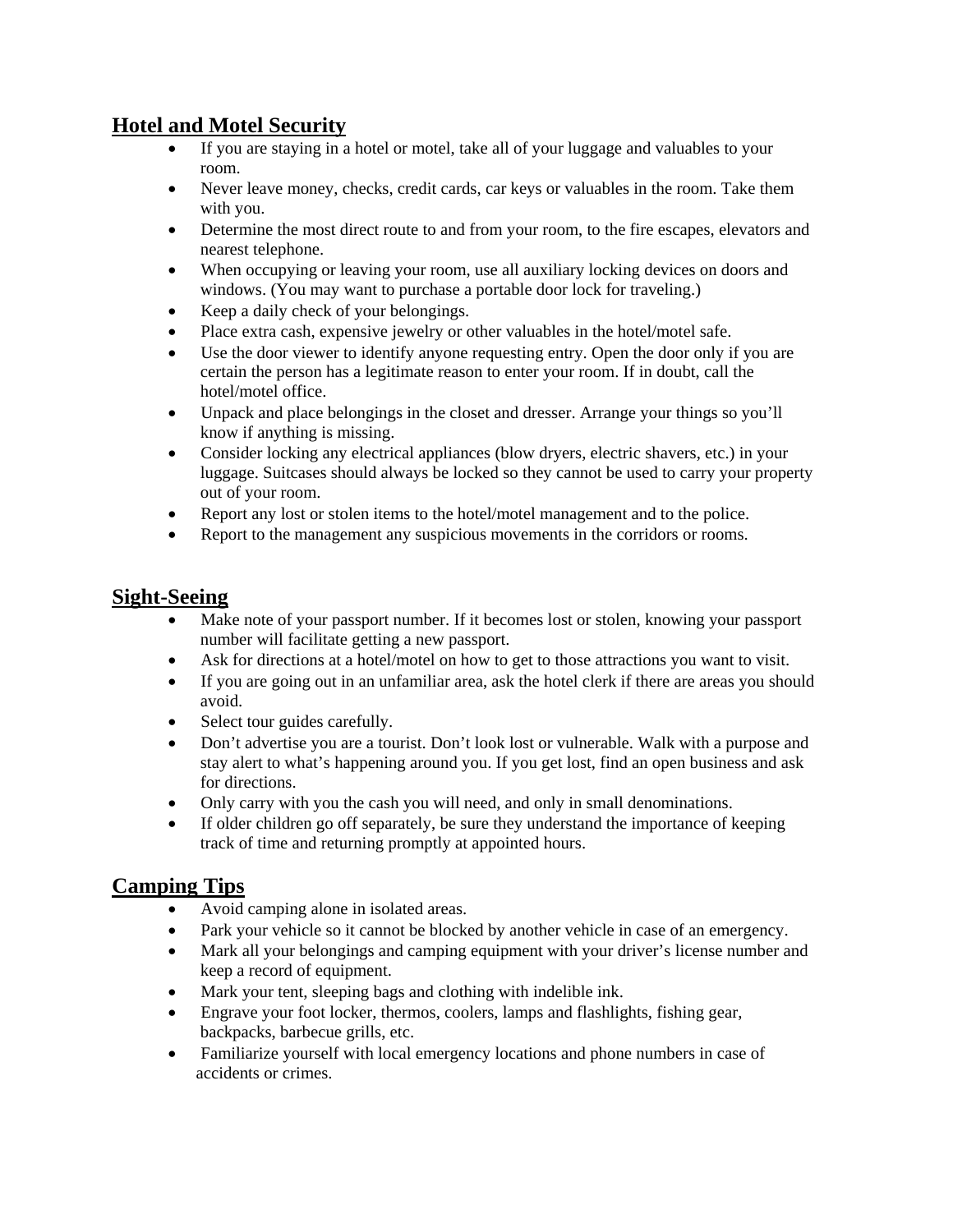## Hotel and Motel Security

- If you are staying in a hotel or motel, take all of your luggage and valuables to your room.
- Never leave money, checks, credit cards, car keys or valuables in the room. Take them with you.
- Determine the most direct route to and from your room, to the fire escapes, elevators and nearest telephone.
- When occupying or leaving your room, use all auxiliary locking devices on doors and windows. (You may want to purchase a portable door lock for traveling.)
- Keep a daily check of your belongings.
- Place extra cash, expensive jewelry or other valuables in the hotel/motel safe.
- Use the door viewer to identify anyone requesting entry. Open the door only if you are certain the person has a legitimate reason to enter your room. If in doubt, call the hotel/motel office.
- Unpack and place belongings in the closet and dresser. Arrange your things so you'll know if anything is missing.
- Consider locking any electrical appliances (blow dryers, electric shavers, etc.) in your luggage. Suitcases should always be locked so they cannot be used to carry your property out of your room.
- Report any lost or stolen items to the hotel/motel management and to the police.
- Report to the management any suspicious movements in the corridors or rooms.

## Sight-Seeing

- Make note of your passport number. If it becomes lost or stolen, knowing your passport number will facilitate getting a new passport.
- Ask for directions at a hotel/motel on how to get to those attractions you want to visit.
- If you are going out in an unfamiliar area, ask the hotel clerk if there are areas you should avoid.
- Select tour guides carefully.
- Don't advertise you are a tourist. Don't look lost or vulnerable. Walk with a purpose and stay alert to what's happening around you. If you get lost, find an open business and ask for directions.
- Only carry with you the cash you will need, and only in small denominations.
- If older children go off separately, be sure they understand the importance of keeping track of time and returning promptly at appointed hours.

## Camping Tips

- Avoid camping alone in isolated areas.
- Park your vehicle so it cannot be blocked by another vehicle in case of an emergency.
- Mark all your belongings and camping equipment with your driver's license number and keep a record of equipment.
- Mark your tent, sleeping bags and clothing with indelible ink.
- Engrave your foot locker, thermos, coolers, lamps and flashlights, fishing gear, backpacks, barbecue grills, etc.
- Familiarize yourself with local emergency locations and phone numbers in case of accidents or crimes.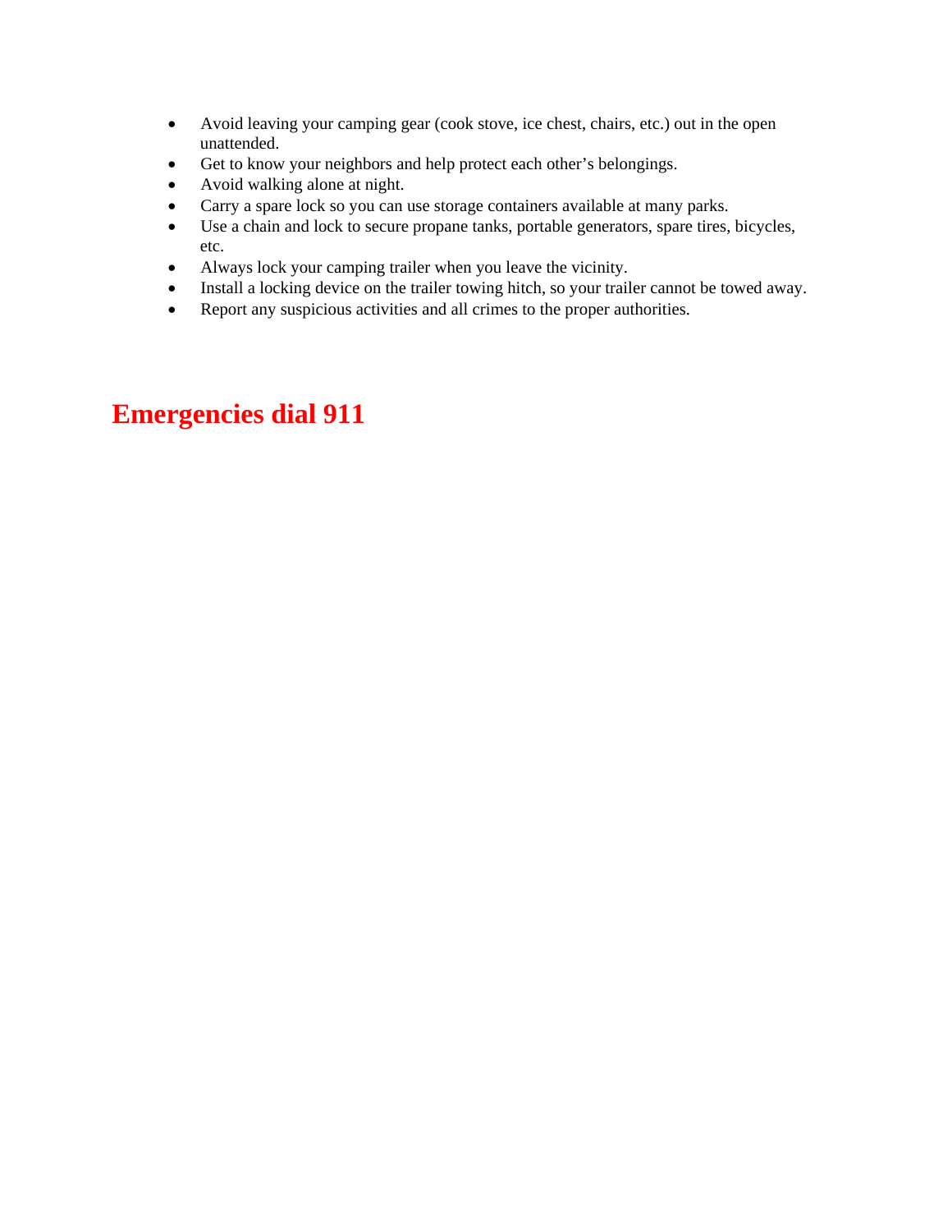- Avoid leaving your camping gear (cook stove, ice chest, chairs, etc.) out in the open unattended.
- Get to know your neighbors and help protect each other's belongings.
- Avoid walking alone at night.
- Carry a spare lock so you can use storage containers available at many parks.
- Use a chain and lock to secure propane tanks, portable generators, spare tires, bicycles, etc.
- Always lock your camping trailer when you leave the vicinity.
- Install a locking device on the trailer towing hitch, so your trailer cannot be towed away.
- Report any suspicious activities and all crimes to the proper authorities.

## Emergencies dial 911